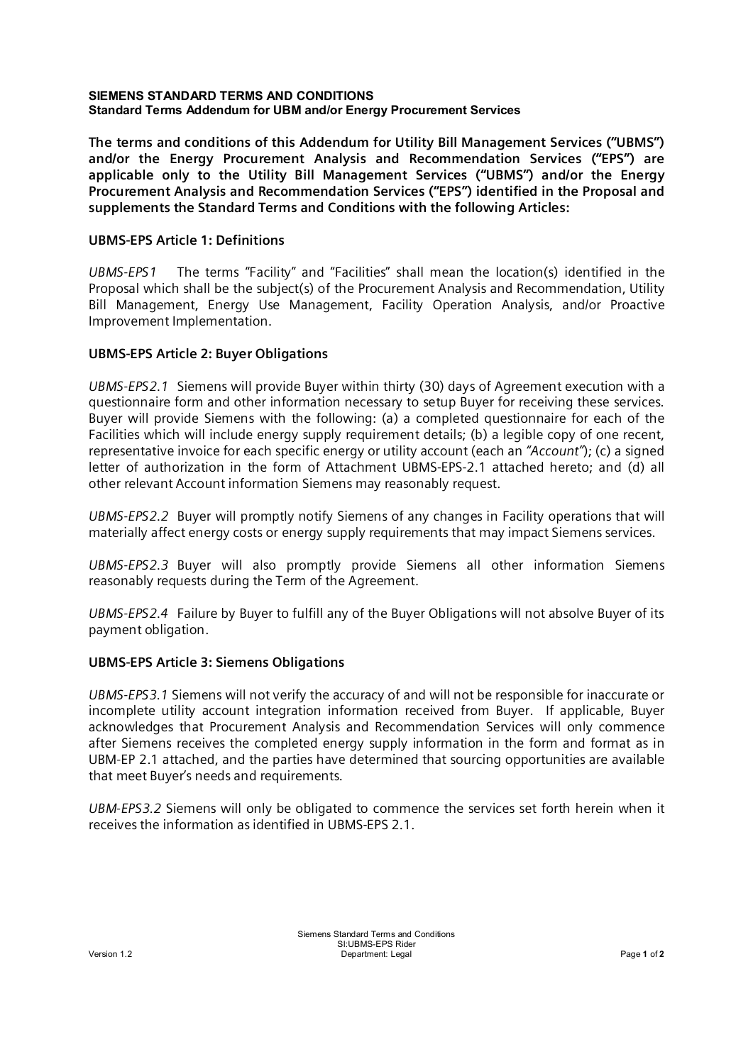**SIEMENS STANDARD TERMS AND CONDITIONS**
**Standard Terms Addendum for UBM and/or Energy Procurement Services**

**The terms and conditions of this Addendum for Utility Bill Management Services ("UBMS") and/or the Energy Procurement Analysis and Recommendation Services ("EPS") are applicable only to the Utility Bill Management Services ("UBMS") and/or the Energy Procurement Analysis and Recommendation Services ("EPS") identified in the Proposal and supplements the Standard Terms and Conditions with the following Articles:**

## UBMS-EPS Article 1: Definitions

*UBMS-EPS1* The terms "Facility" and "Facilities" shall mean the location(s) identified in the Proposal which shall be the subject(s) of the Procurement Analysis and Recommendation, Utility Bill Management, Energy Use Management, Facility Operation Analysis, and/or Proactive Improvement Implementation.

## UBMS-EPS Article 2: Buyer Obligations

*UBMS-EPS2.1* Siemens will provide Buyer within thirty (30) days of Agreement execution with a questionnaire form and other information necessary to setup Buyer for receiving these services. Buyer will provide Siemens with the following: (a) a completed questionnaire for each of the Facilities which will include energy supply requirement details; (b) a legible copy of one recent, representative invoice for each specific energy or utility account (each an *"Account"*); (c) a signed letter of authorization in the form of Attachment UBMS-EPS-2.1 attached hereto; and (d) all other relevant Account information Siemens may reasonably request.

*UBMS-EPS2.2* Buyer will promptly notify Siemens of any changes in Facility operations that will materially affect energy costs or energy supply requirements that may impact Siemens services.

*UBMS-EPS2.3* Buyer will also promptly provide Siemens all other information Siemens reasonably requests during the Term of the Agreement.

*UBMS-EPS2.4* Failure by Buyer to fulfill any of the Buyer Obligations will not absolve Buyer of its payment obligation.

## UBMS-EPS Article 3: Siemens Obligations

*UBMS-EPS3.1* Siemens will not verify the accuracy of and will not be responsible for inaccurate or incomplete utility account integration information received from Buyer. If applicable, Buyer acknowledges that Procurement Analysis and Recommendation Services will only commence after Siemens receives the completed energy supply information in the form and format as in UBM-EP 2.1 attached, and the parties have determined that sourcing opportunities are available that meet Buyer's needs and requirements.

*UBM-EPS3.2* Siemens will only be obligated to commence the services set forth herein when it receives the information as identified in UBMS-EPS 2.1.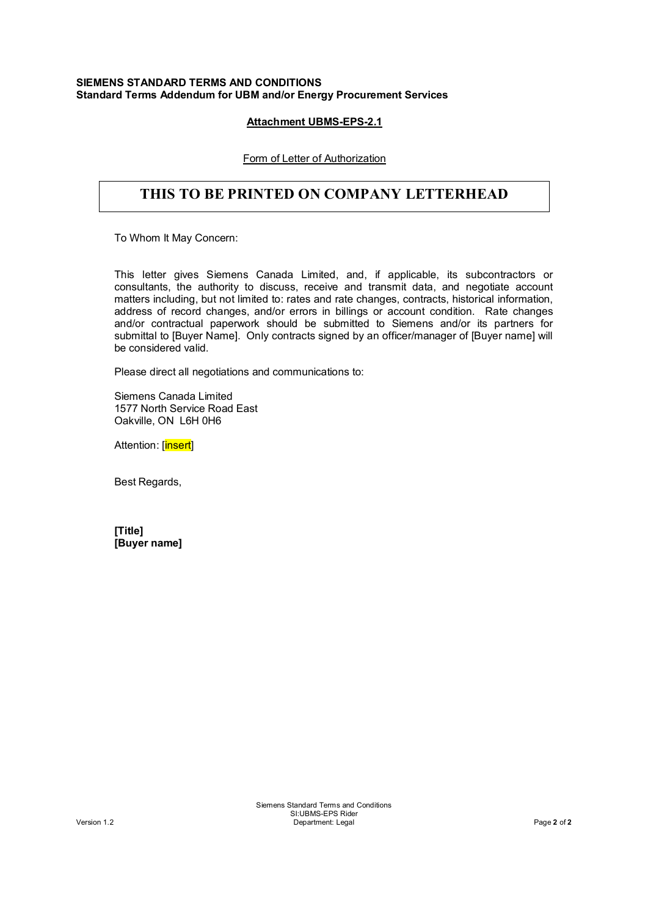**SIEMENS STANDARD TERMS AND CONDITIONS**
**Standard Terms Addendum for UBM and/or Energy Procurement Services**

**Attachment UBMS-EPS-2.1**

Form of Letter of Authorization

# THIS TO BE PRINTED ON COMPANY LETTERHEAD

To Whom It May Concern:

This letter gives Siemens Canada Limited, and, if applicable, its subcontractors or consultants, the authority to discuss, receive and transmit data, and negotiate account matters including, but not limited to: rates and rate changes, contracts, historical information, address of record changes, and/or errors in billings or account condition. Rate changes and/or contractual paperwork should be submitted to Siemens and/or its partners for submittal to [Buyer Name]. Only contracts signed by an officer/manager of [Buyer name] will be considered valid.

Please direct all negotiations and communications to:

Siemens Canada Limited
1577 North Service Road East
Oakville, ON L6H 0H6

Attention: [insert]

Best Regards,

**[Title]**
**[Buyer name]**

Version 1.2

Siemens Standard Terms and Conditions
SI:UBMS-EPS Rider
Department: Legal